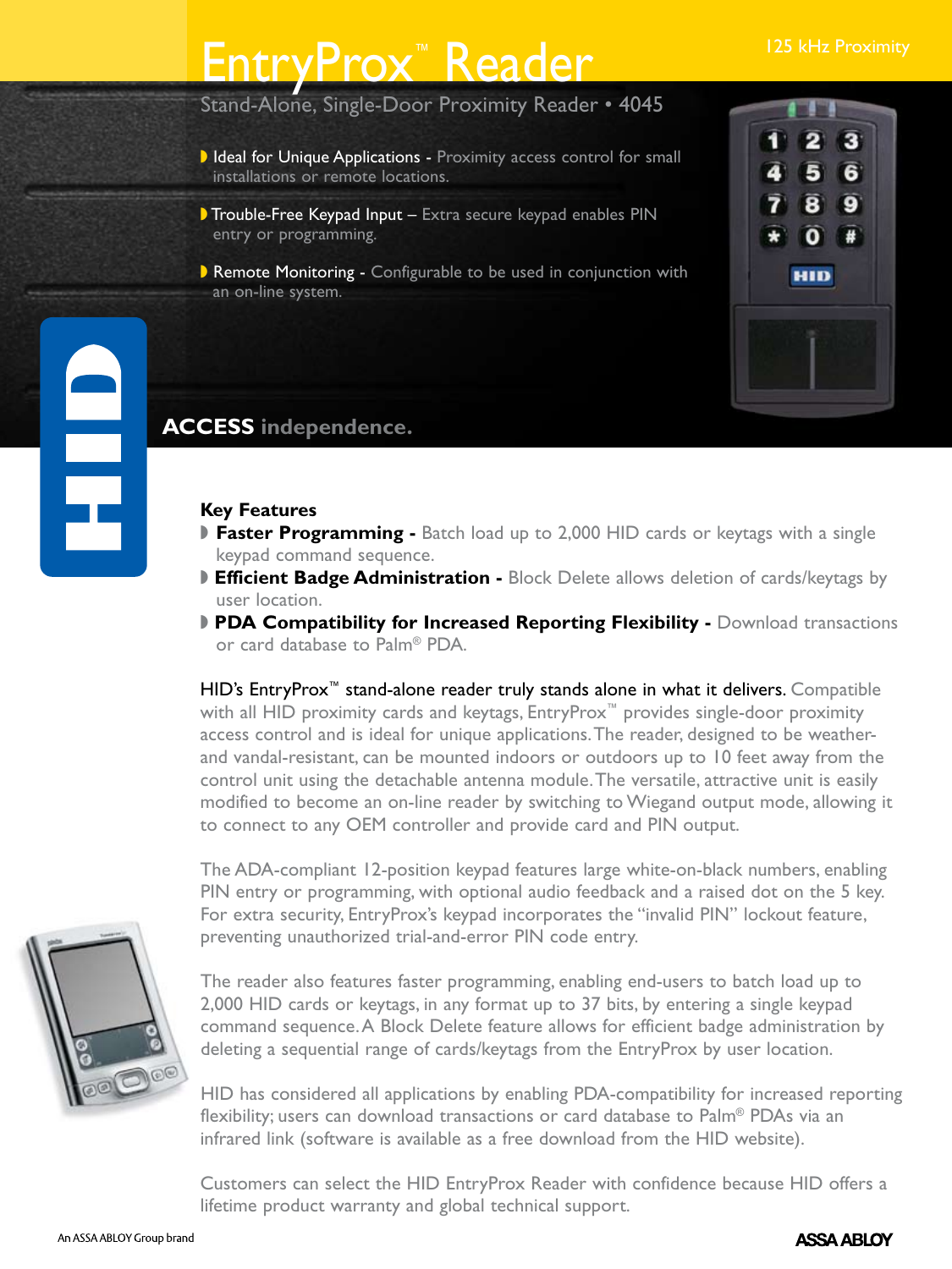# EntryProx™ Reader

125 kHz Proximity

Stand-Alone, Single-Door Proximity Reader • 4045

- **Ideal for Unique Applications** - Proximity access control for small installations or remote locations.
- **Trouble-Free Keypad Input** – Extra secure keypad enables PIN entry or programming.
- **Remote Monitoring** - Configurable to be used in conjunction with an on-line system.

**ACCESS** independence.

## Key Features

- **Faster Programming -** Batch load up to 2,000 HID cards or keytags with a single keypad command sequence.
- **Efficient Badge Administration -** Block Delete allows deletion of cards/keytags by user location.
- **PDA Compatibility for Increased Reporting Flexibility -** Download transactions or card database to Palm® PDA.

HID's EntryProx™ stand-alone reader truly stands alone in what it delivers. Compatible with all HID proximity cards and keytags, EntryProx™ provides single-door proximity access control and is ideal for unique applications. The reader, designed to be weather- and vandal-resistant, can be mounted indoors or outdoors up to 10 feet away from the control unit using the detachable antenna module. The versatile, attractive unit is easily modified to become an on-line reader by switching to Wiegand output mode, allowing it to connect to any OEM controller and provide card and PIN output.

The ADA-compliant 12-position keypad features large white-on-black numbers, enabling PIN entry or programming, with optional audio feedback and a raised dot on the 5 key. For extra security, EntryProx's keypad incorporates the "invalid PIN" lockout feature, preventing unauthorized trial-and-error PIN code entry.

The reader also features faster programming, enabling end-users to batch load up to 2,000 HID cards or keytags, in any format up to 37 bits, by entering a single keypad command sequence. A Block Delete feature allows for efficient badge administration by deleting a sequential range of cards/keytags from the EntryProx by user location.

HID has considered all applications by enabling PDA-compatibility for increased reporting flexibility; users can download transactions or card database to Palm® PDAs via an infrared link (software is available as a free download from the HID website).

Customers can select the HID EntryProx Reader with confidence because HID offers a lifetime product warranty and global technical support.

An ASSA ABLOY Group brand

ASSA ABLOY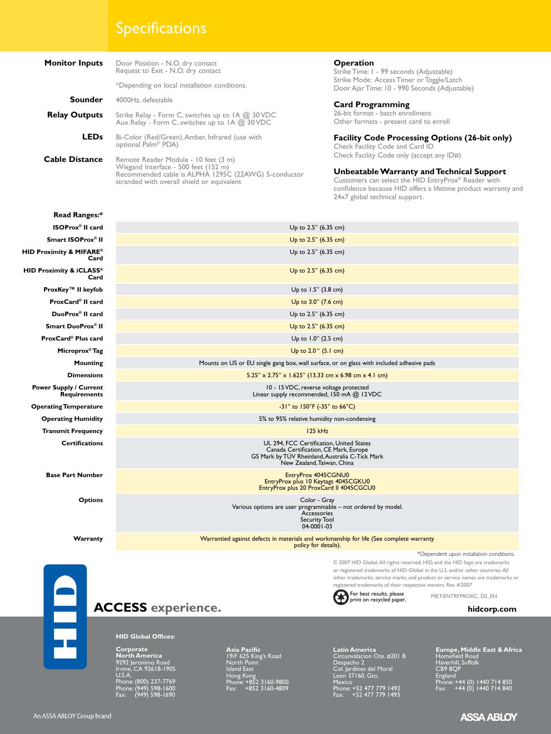# Specifications

**Monitor Inputs**
Door Position - N.O. dry contact
Request to Exit - N.O. dry contact

*Depending on local installation conditions.

**Sounder**
4000Hz, defeatable

**Relay Outputs**
Strike Relay - Form C, switches up to 1A @ 30 VDC
Aux Relay - Form C, switches up to 1A @ 30 VDC

**LEDs**
Bi-Color (Red/Green), Amber, Infrared (use with optional Palm® PDA)

**Cable Distance**
Remote Reader Module - 10 feet (3 m)
Wiegand Interface - 500 feet (152 m)
Recommended cable is ALPHA 1295C (22AWG) 5-conductor stranded with overall shield or equivalent

### Operation

Strike Time: 1 - 99 seconds (Adjustable)
Strike Mode: Access Timer or Toggle/Latch
Door Ajar Time: 10 - 990 Seconds (Adjustable)

### Card Programming

26-bit format - batch enrollment
Other formats - present card to enroll

### Facility Code Processing Options (26-bit only)

Check Facility Code and Card ID
Check Facility Code only (accept any ID#)

### Unbeatable Warranty and Technical Support

Customers can select the HID EntryProx® Reader with confidence because HID offers a lifetime product warranty and 24x7 global technical support.

| | |
|---|---|
| **Read Ranges:*** | |
| **ISOProx® II card** | Up to 2.5" (6.35 cm) |
| **Smart ISOProx® II** | Up to 2.5" (6.35 cm) |
| **HID Proximity & MIFARE® Card** | Up to 2.5" (6.35 cm) |
| **HID Proximity & iCLASS® Card** | Up to 2.5" (6.35 cm) |
| **ProxKey™ II keyfob** | Up to 1.5" (3.8 cm) |
| **ProxCard® II card** | Up to 3.0" (7.6 cm) |
| **DuoProx® II card** | Up to 2.5" (6.35 cm) |
| **Smart DuoProx® II** | Up to 2.5" (6.35 cm) |
| **ProxCard® Plus card** | Up to 1.0" (2.5 cm) |
| **Microprox® Tag** | Up to 2.0 " (5.1 cm) |
| **Mounting** | Mounts on US or EU single gang box, wall surface, or on glass with included adhesive pads |
| **Dimensions** | 5.25" x 2.75" x 1.625" (13.33 cm x 6.98 cm x 4.1 cm) |
| **Power Supply / Current Requirements** | 10 - 15 VDC, reverse voltage protected<br>Linear supply recommended, 150 mA @ 12 VDC |
| **Operating Temperature** | -31° to 150°F (-35° to 66°C) |
| **Operating Humidity** | 5% to 95% relative humidity non-condensing |
| **Transmit Frequency** | 125 kHz |
| **Certifications** | UL 294, FCC Certification, United States<br>Canada Certification, CE Mark, Europe<br>GS Mark by TÜV Rheinland, Australia C-Tick Mark<br>New Zealand, Taiwan, China |
| **Base Part Number** | EntryProx 4045CGNU0<br>EntryProx plus 10 Keytags 4045CGKU0<br>EntryProx plus 20 ProxCard II 4045CGCU0 |
| **Options** | Color - Gray<br>Various options are user programmable – not ordered by model.<br>Accessories<br>Security Tool<br>04-0001-03 |
| **Warranty** | Warrantied against defects in materials and workmanship for life (See complete warranty policy for details). |

*Dependent upon installation conditions.

© 2007 HID Global. All rights reserved. HID, and the HID logo are trademarks or registered trademarks of HID Global in the U.S. and/or other countries. All other trademarks, service marks, and product or service names are trademarks or registered trademarks of their respective owners. Rev. 4/2007

For best results, please print on recycled paper.

MKT-ENTRYPROXC_DS_EN

**ACCESS** experience.

hidcorp.com

**HID Global Offices:**

**Corporate North America**
9292 Jeronimo Road
Irvine, CA 92618-1905
U.S.A.
Phone: (800) 237-7769
Phone: (949) 598-1600
Fax: (949) 598-1690

**Asia Pacific**
19/F 625 King's Road
North Point
Island East
Hong Kong
Phone: +852 3160-9800
Fax: +852 3160-4809

**Latin America**
Circunvalacion Ote. #201 B
Despacho 2
Col. Jardines del Moral
Leon 37160, Gto.
Mexico
Phone: +52 477 779 1492
Fax: +52 477 779 1493

**Europe, Middle East & Africa**
Homefield Road
Haverhill, Suffolk
CB9 8QP
England
Phone: +44 (0) 1440 714 850
Fax: +44 (0) 1440 714 840

An ASSA ABLOY Group brand

ASSA ABLOY